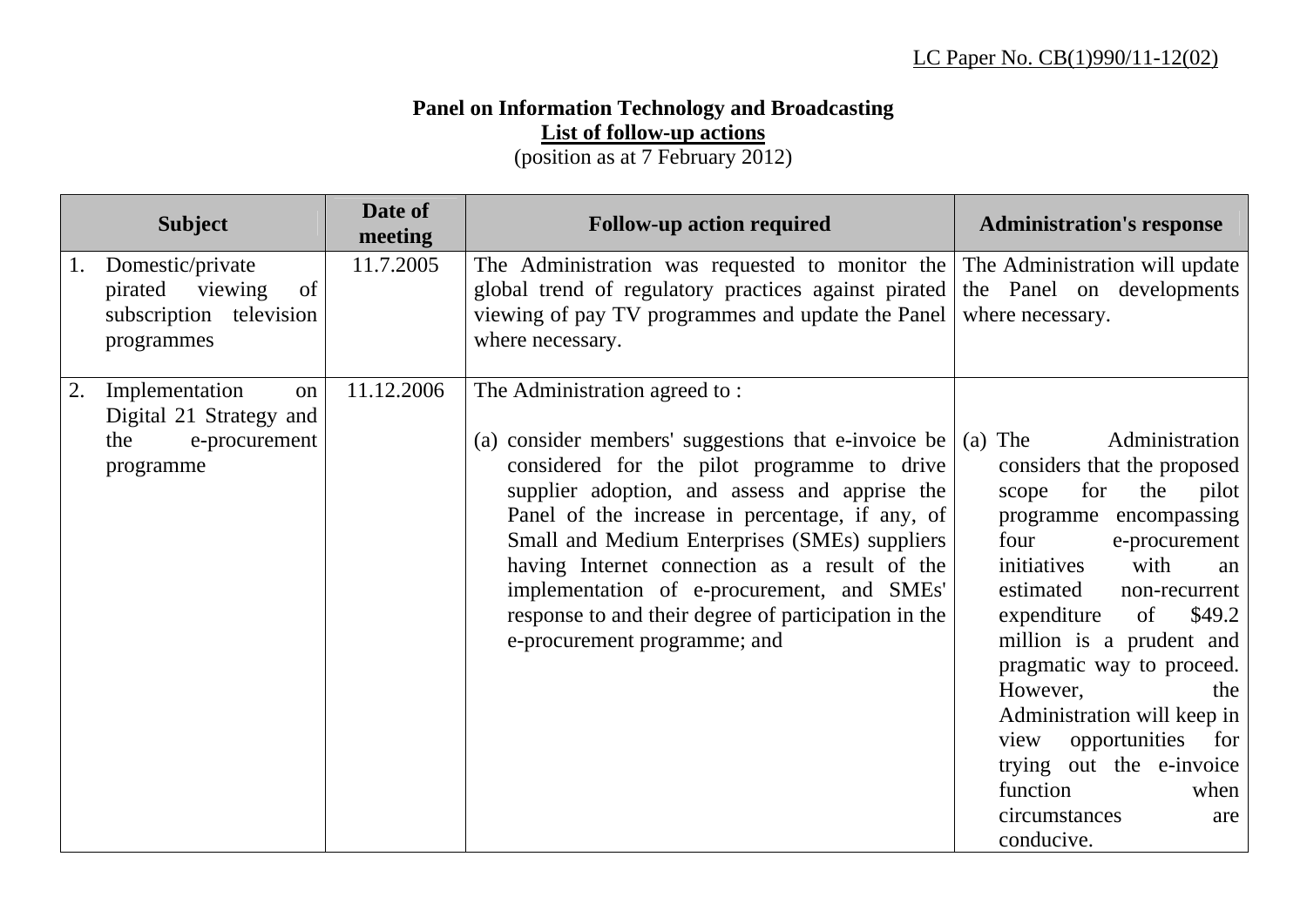LC Paper No. CB(1)990/11-12(02)

**Panel on Information Technology and Broadcasting**

**List of follow-up actions**

(position as at 7 February 2012)

| Subject | Date of meeting | Follow-up action required | Administration's response |
|---|---|---|---|
| 1. Domestic/private pirated viewing of subscription television programmes | 11.7.2005 | The Administration was requested to monitor the global trend of regulatory practices against pirated viewing of pay TV programmes and update the Panel where necessary. | The Administration will update the Panel on developments where necessary. |
| 2. Implementation on Digital 21 Strategy and the e-procurement programme | 11.12.2006 | The Administration agreed to :<br><br>(a) consider members' suggestions that e-invoice be considered for the pilot programme to drive supplier adoption, and assess and apprise the Panel of the increase in percentage, if any, of Small and Medium Enterprises (SMEs) suppliers having Internet connection as a result of the implementation of e-procurement, and SMEs' response to and their degree of participation in the e-procurement programme; and | (a) The Administration considers that the proposed scope for the pilot programme encompassing four e-procurement initiatives with an estimated non-recurrent expenditure of $49.2 million is a prudent and pragmatic way to proceed. However, the Administration will keep in view opportunities for trying out the e-invoice function when circumstances are conducive. |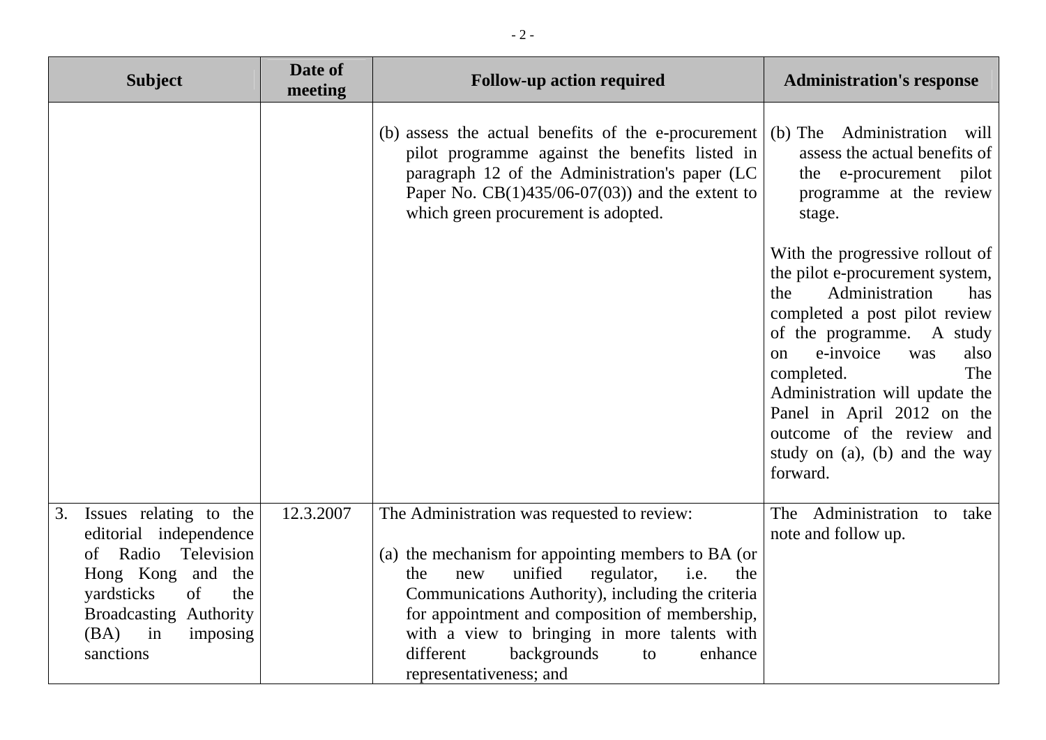| Subject | Date of meeting | Follow-up action required | Administration's response |
|---|---|---|---|
| | | (b) assess the actual benefits of the e-procurement pilot programme against the benefits listed in paragraph 12 of the Administration's paper (LC Paper No. CB(1)435/06-07(03)) and the extent to which green procurement is adopted. | (b) The Administration will assess the actual benefits of the e-procurement pilot programme at the review stage.<br><br>With the progressive rollout of the pilot e-procurement system, the Administration has completed a post pilot review of the programme. A study on e-invoice was also completed. The Administration will update the Panel in April 2012 on the outcome of the review and study on (a), (b) and the way forward. |
| 3. Issues relating to the editorial independence of Radio Television Hong Kong and the yardsticks of the Broadcasting Authority (BA) in imposing sanctions | 12.3.2007 | The Administration was requested to review:<br><br>(a) the mechanism for appointing members to BA (or the new unified regulator, i.e. the Communications Authority), including the criteria for appointment and composition of membership, with a view to bringing in more talents with different backgrounds to enhance representativeness; and | The Administration to take note and follow up. |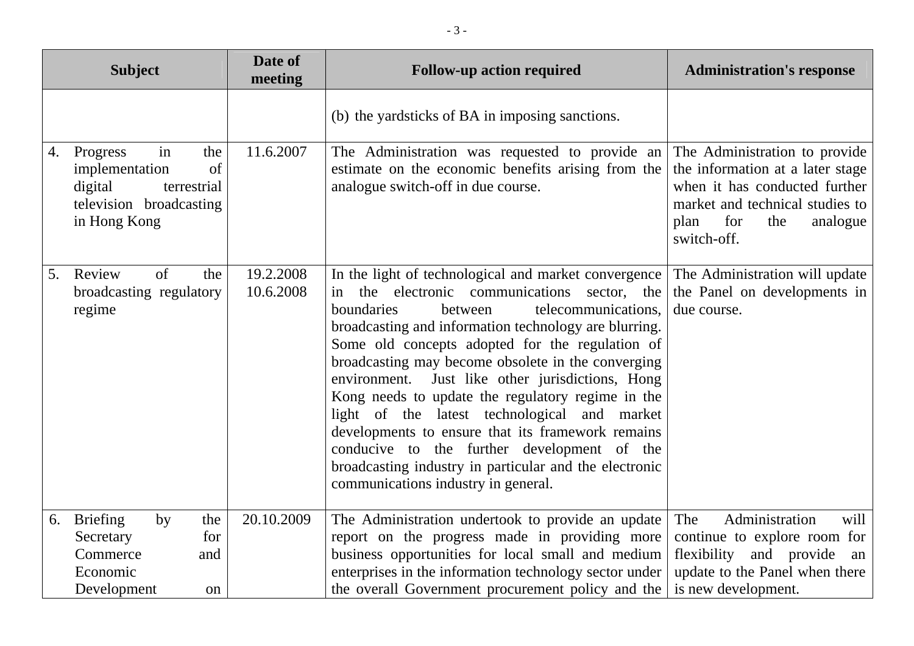| Subject | Date of meeting | Follow-up action required | Administration's response |
|---|---|---|---|
| | | (b) the yardsticks of BA in imposing sanctions. | |
| 4. Progress in the implementation of digital terrestrial television broadcasting in Hong Kong | 11.6.2007 | The Administration was requested to provide an estimate on the economic benefits arising from the analogue switch-off in due course. | The Administration to provide the information at a later stage when it has conducted further market and technical studies to plan for the analogue switch-off. |
| 5. Review of the broadcasting regulatory regime | 19.2.2008<br>10.6.2008 | In the light of technological and market convergence in the electronic communications sector, the boundaries between telecommunications, broadcasting and information technology are blurring. Some old concepts adopted for the regulation of broadcasting may become obsolete in the converging environment. Just like other jurisdictions, Hong Kong needs to update the regulatory regime in the light of the latest technological and market developments to ensure that its framework remains conducive to the further development of the broadcasting industry in particular and the electronic communications industry in general. | The Administration will update the Panel on developments in due course. |
| 6. Briefing by the Secretary for Commerce and Economic Development on | 20.10.2009 | The Administration undertook to provide an update report on the progress made in providing more business opportunities for local small and medium enterprises in the information technology sector under the overall Government procurement policy and the | The Administration will continue to explore room for flexibility and provide an update to the Panel when there is new development. |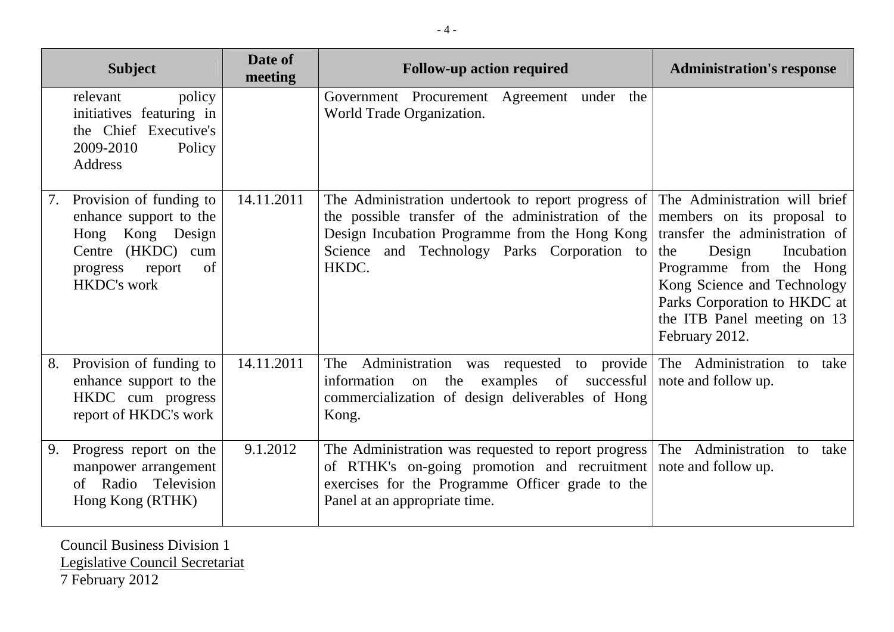| Subject | Date of meeting | Follow-up action required | Administration's response |
|---|---|---|---|
| relevant policy initiatives featuring in the Chief Executive's 2009-2010 Policy Address | | Government Procurement Agreement under the World Trade Organization. | |
| 7. Provision of funding to enhance support to the Hong Kong Design Centre (HKDC) cum progress report of HKDC's work | 14.11.2011 | The Administration undertook to report progress of the possible transfer of the administration of the Design Incubation Programme from the Hong Kong Science and Technology Parks Corporation to HKDC. | The Administration will brief members on its proposal to transfer the administration of the Design Incubation Programme from the Hong Kong Science and Technology Parks Corporation to HKDC at the ITB Panel meeting on 13 February 2012. |
| 8. Provision of funding to enhance support to the HKDC cum progress report of HKDC's work | 14.11.2011 | The Administration was requested to provide information on the examples of successful commercialization of design deliverables of Hong Kong. | The Administration to take note and follow up. |
| 9. Progress report on the manpower arrangement of Radio Television Hong Kong (RTHK) | 9.1.2012 | The Administration was requested to report progress of RTHK's on-going promotion and recruitment exercises for the Programme Officer grade to the Panel at an appropriate time. | The Administration to take note and follow up. |

Council Business Division 1
Legislative Council Secretariat
7 February 2012